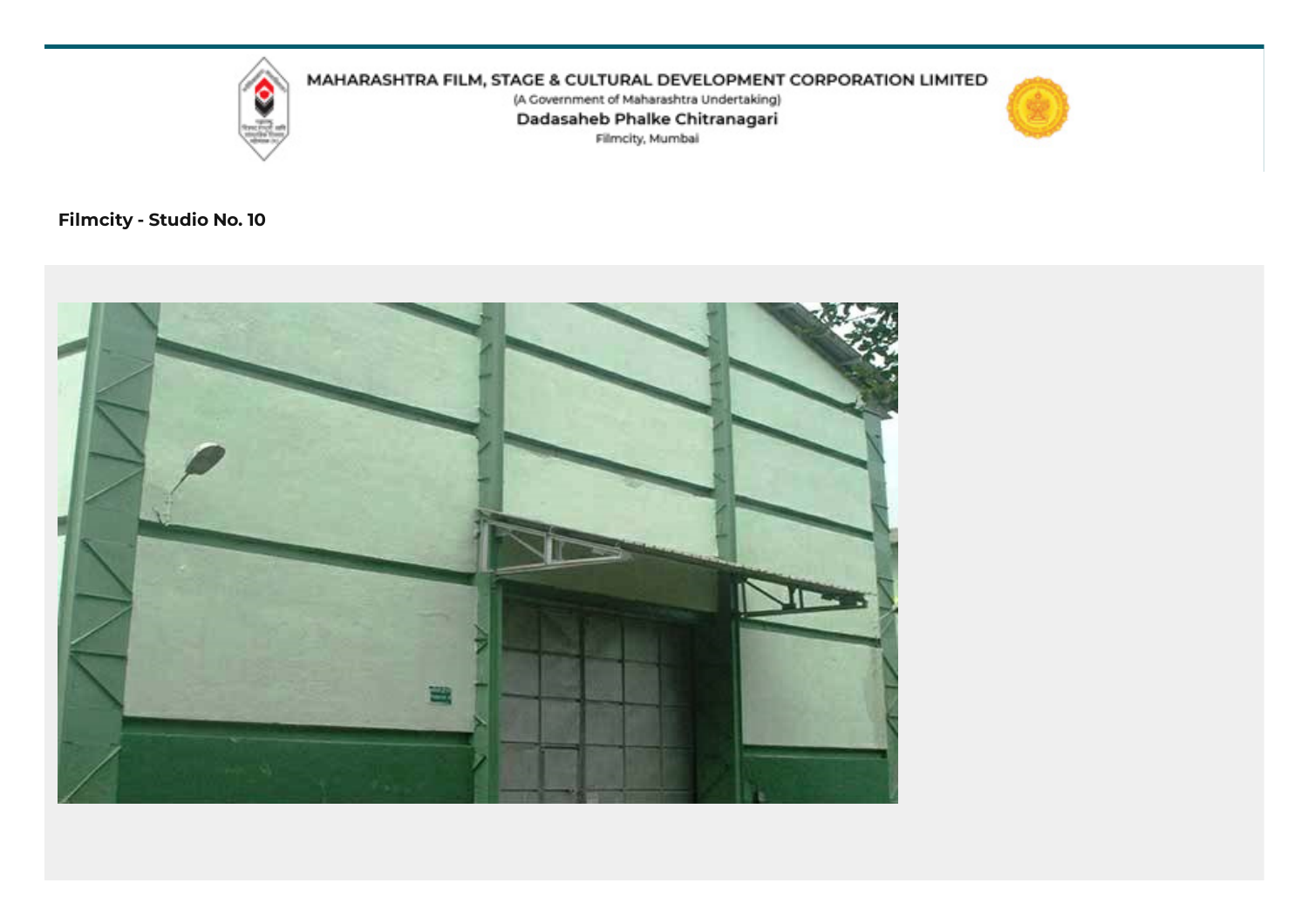MAHARASHTRA FILM, STAGE & CULTURAL DEVELOPMENT CORPORATION LIMITED

(A Government of Maharashtra Undertaking)

Dadasaheb Phalke Chitranagari

Filmcity, Mumbai

**Filmcity - Studio No. 10**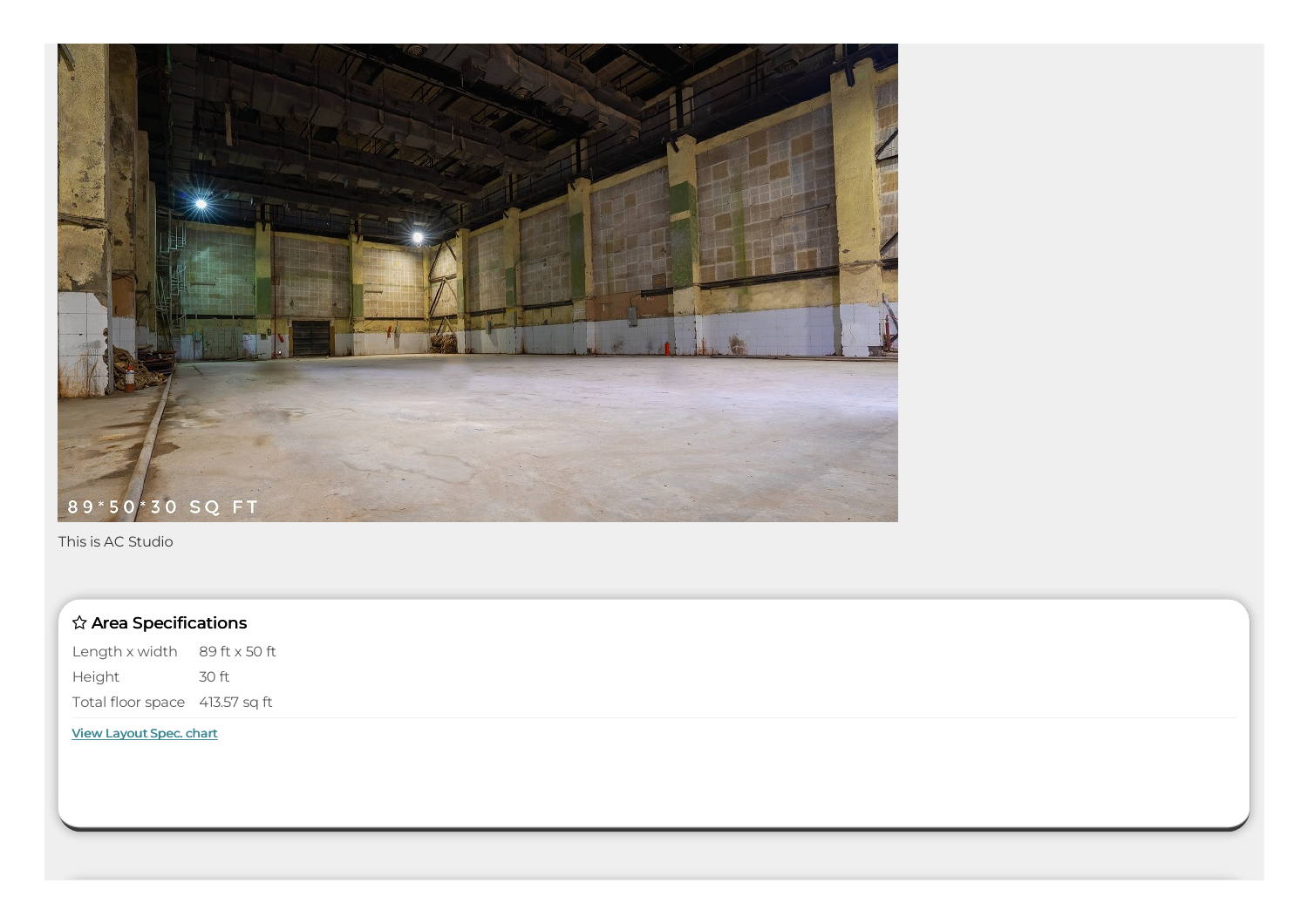89*50*30 SQ FT

This is AC Studio

### ☆ Area Specifications

| | |
|---|---|
| Length x width | 89 ft x 50 ft |
| Height | 30 ft |
| Total floor space | 413.57 sq ft |

View Layout Spec. chart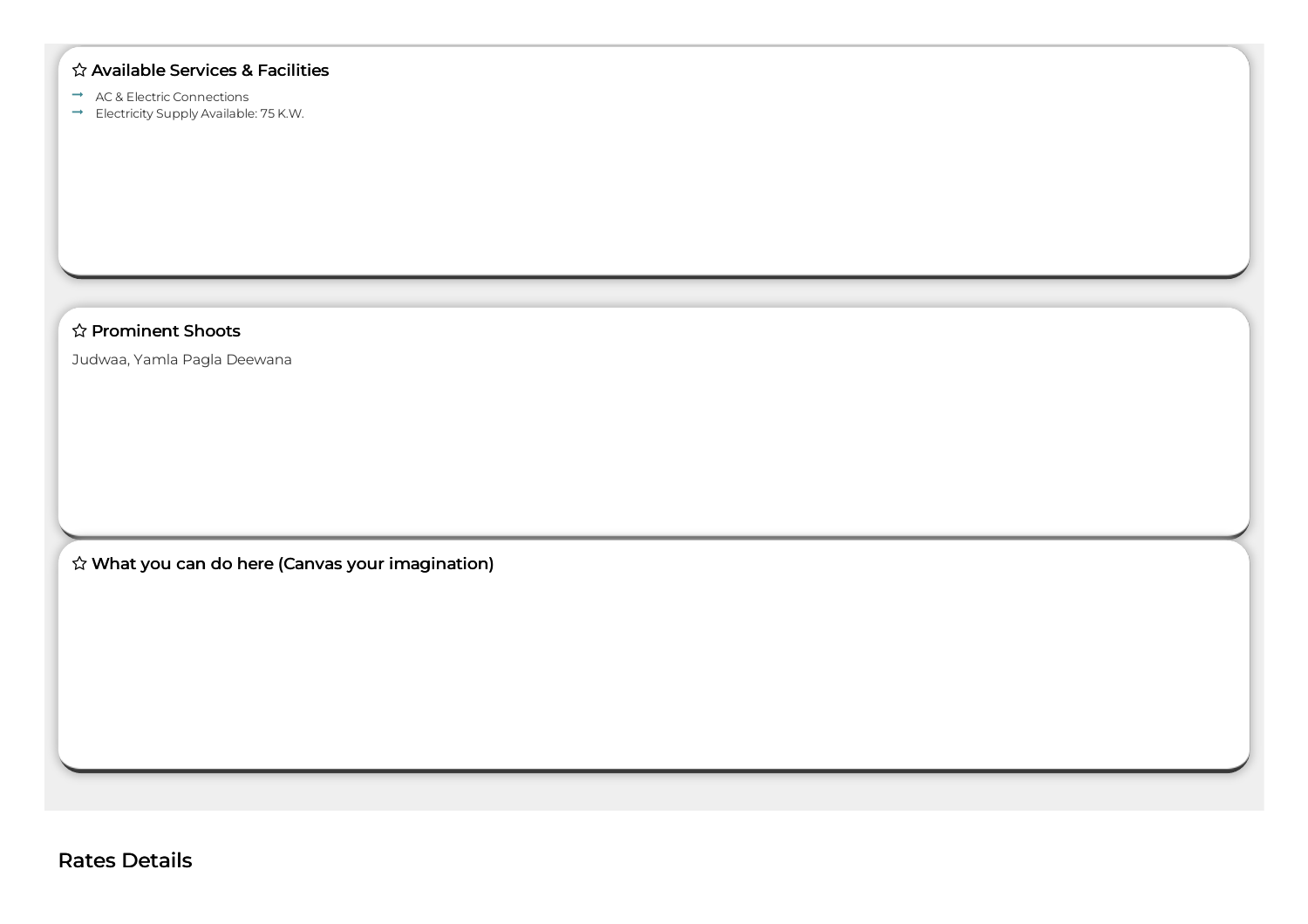### ☆ Available Services & Facilities

- AC & Electric Connections
- Electricity Supply Available: 75 K.W.

### ☆ Prominent Shoots

Judwaa, Yamla Pagla Deewana

### ☆ What you can do here (Canvas your imagination)

## Rates Details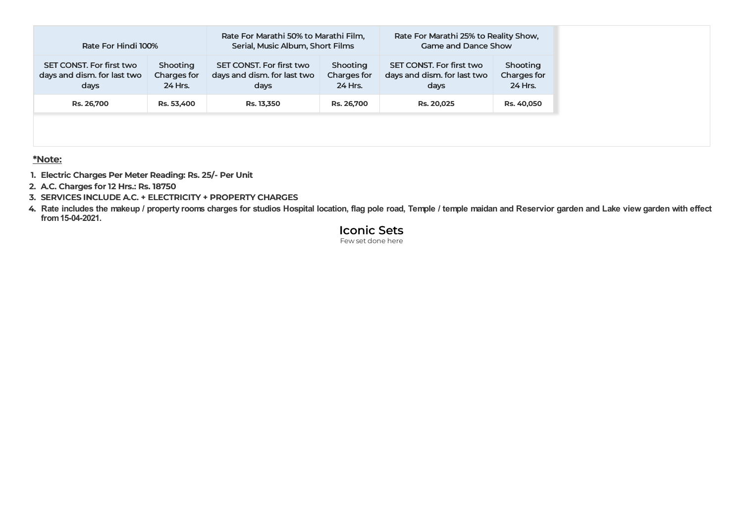| Rate For Hindi 100% | | Rate For Marathi 50% to Marathi Film, Serial, Music Album, Short Films | | Rate For Marathi 25% to Reality Show, Game and Dance Show | |
|---|---|---|---|---|---|
| SET CONST. For first two days and dism. for last two days | Shooting Charges for 24 Hrs. | SET CONST. For first two days and dism. for last two days | Shooting Charges for 24 Hrs. | SET CONST. For first two days and dism. for last two days | Shooting Charges for 24 Hrs. |
| **Rs. 26,700** | **Rs. 53,400** | **Rs. 13,350** | **Rs. 26,700** | **Rs. 20,025** | **Rs. 40,050** |

**\*Note:**

1. **Electric Charges Per Meter Reading: Rs. 25/- Per Unit**
2. **A.C. Charges for 12 Hrs.: Rs. 18750**
3. **SERVICES INCLUDE A.C. + ELECTRICITY + PROPERTY CHARGES**
4. **Rate includes the makeup / property rooms charges for studios Hospital location, flag pole road, Temple / temple maidan and Reservior garden and Lake view garden with effect from 15-04-2021.**

## Iconic Sets

Few set done here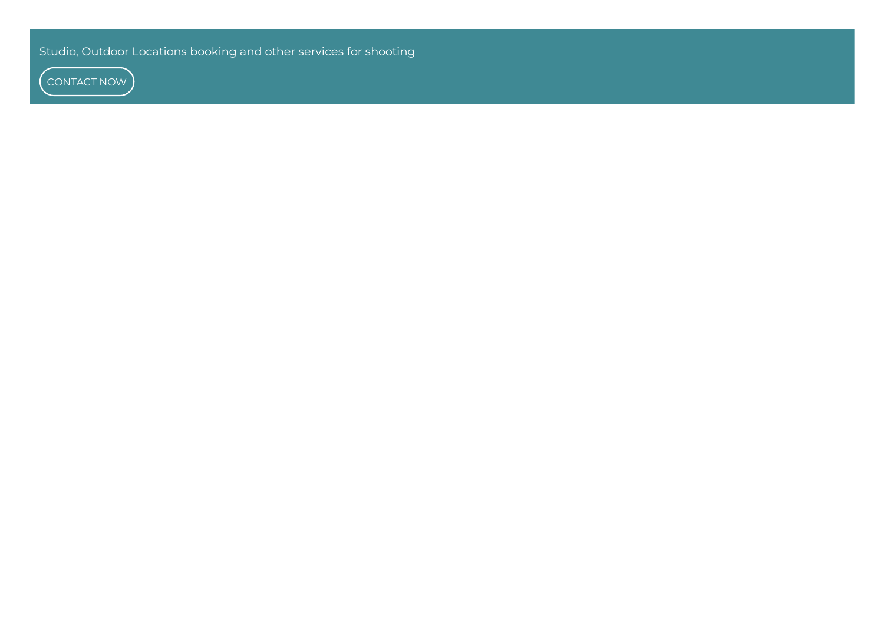Studio, Outdoor Locations booking and other services for shooting

CONTACT NOW